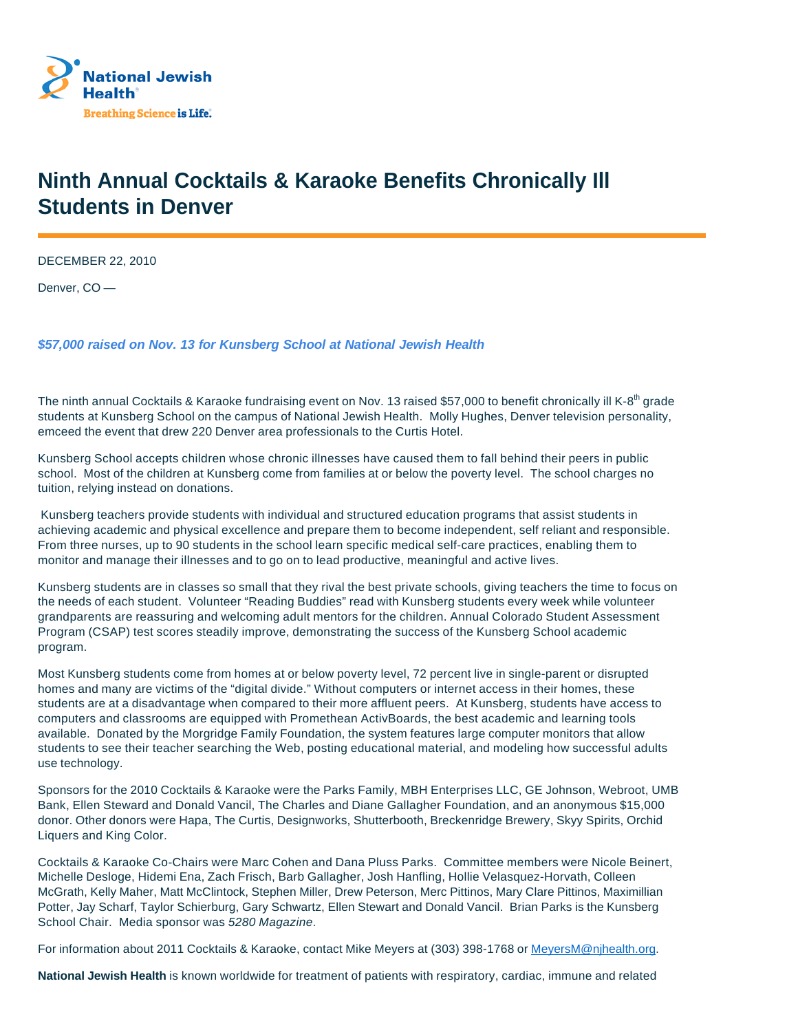National Jewish Health

Breathing Science is Life.

# Ninth Annual Cocktails & Karaoke Benefits Chronically Ill Students in Denver

DECEMBER 22, 2010

Denver, CO —

***$57,000 raised on Nov. 13 for Kunsberg School at National Jewish Health***

The ninth annual Cocktails & Karaoke fundraising event on Nov. 13 raised $57,000 to benefit chronically ill K-8th grade students at Kunsberg School on the campus of National Jewish Health. Molly Hughes, Denver television personality, emceed the event that drew 220 Denver area professionals to the Curtis Hotel.

Kunsberg School accepts children whose chronic illnesses have caused them to fall behind their peers in public school. Most of the children at Kunsberg come from families at or below the poverty level. The school charges no tuition, relying instead on donations.

Kunsberg teachers provide students with individual and structured education programs that assist students in achieving academic and physical excellence and prepare them to become independent, self reliant and responsible. From three nurses, up to 90 students in the school learn specific medical self-care practices, enabling them to monitor and manage their illnesses and to go on to lead productive, meaningful and active lives.

Kunsberg students are in classes so small that they rival the best private schools, giving teachers the time to focus on the needs of each student. Volunteer "Reading Buddies" read with Kunsberg students every week while volunteer grandparents are reassuring and welcoming adult mentors for the children. Annual Colorado Student Assessment Program (CSAP) test scores steadily improve, demonstrating the success of the Kunsberg School academic program.

Most Kunsberg students come from homes at or below poverty level, 72 percent live in single-parent or disrupted homes and many are victims of the "digital divide." Without computers or internet access in their homes, these students are at a disadvantage when compared to their more affluent peers. At Kunsberg, students have access to computers and classrooms are equipped with Promethean ActivBoards, the best academic and learning tools available. Donated by the Morgridge Family Foundation, the system features large computer monitors that allow students to see their teacher searching the Web, posting educational material, and modeling how successful adults use technology.

Sponsors for the 2010 Cocktails & Karaoke were the Parks Family, MBH Enterprises LLC, GE Johnson, Webroot, UMB Bank, Ellen Steward and Donald Vancil, The Charles and Diane Gallagher Foundation, and an anonymous $15,000 donor. Other donors were Hapa, The Curtis, Designworks, Shutterbooth, Breckenridge Brewery, Skyy Spirits, Orchid Liquers and King Color.

Cocktails & Karaoke Co-Chairs were Marc Cohen and Dana Pluss Parks. Committee members were Nicole Beinert, Michelle Desloge, Hidemi Ena, Zach Frisch, Barb Gallagher, Josh Hanfling, Hollie Velasquez-Horvath, Colleen McGrath, Kelly Maher, Matt McClintock, Stephen Miller, Drew Peterson, Merc Pittinos, Mary Clare Pittinos, Maximillian Potter, Jay Scharf, Taylor Schierburg, Gary Schwartz, Ellen Stewart and Donald Vancil. Brian Parks is the Kunsberg School Chair. Media sponsor was *5280 Magazine*.

For information about 2011 Cocktails & Karaoke, contact Mike Meyers at (303) 398-1768 or MeyersM@njhealth.org.

**National Jewish Health** is known worldwide for treatment of patients with respiratory, cardiac, immune and related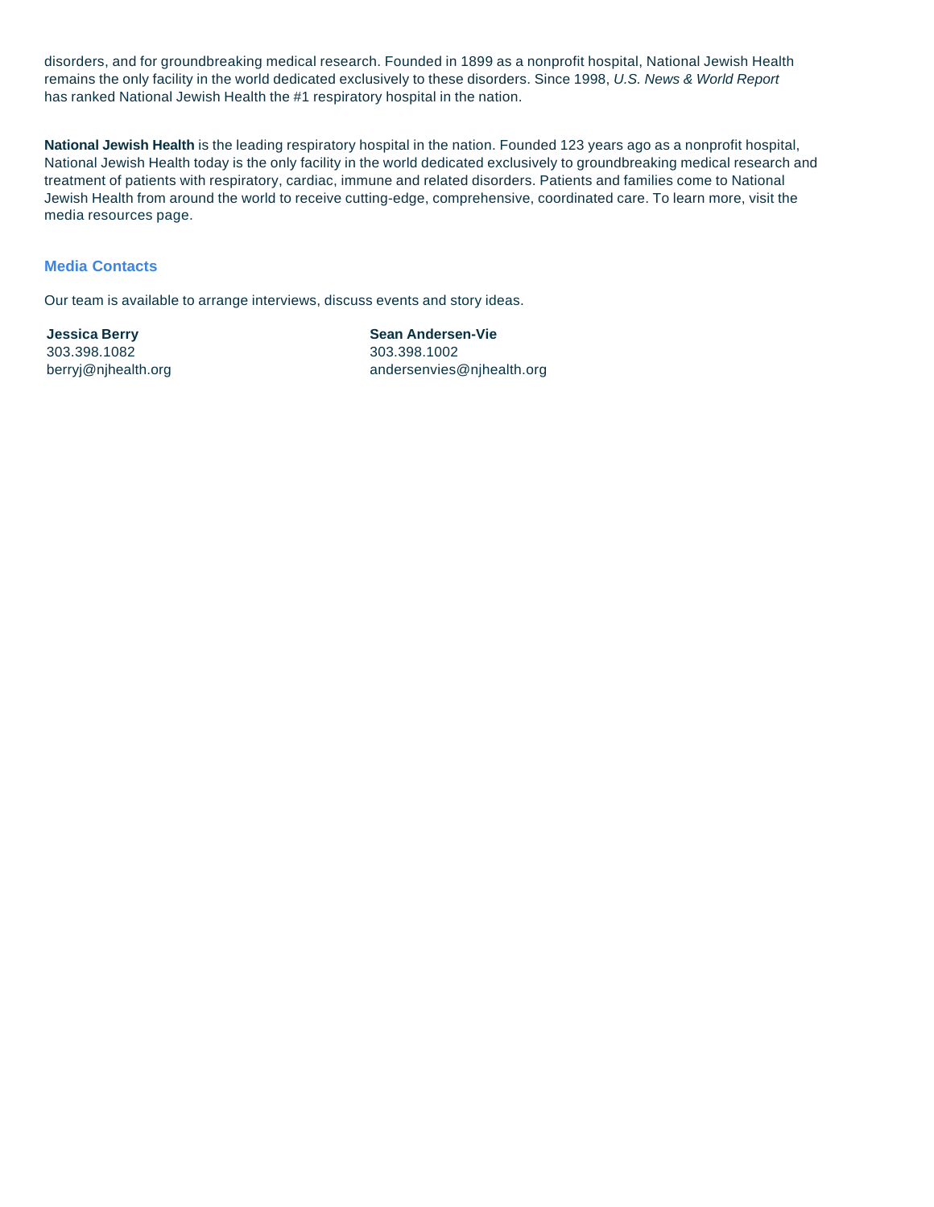disorders, and for groundbreaking medical research. Founded in 1899 as a nonprofit hospital, National Jewish Health remains the only facility in the world dedicated exclusively to these disorders. Since 1998, *U.S. News & World Report* has ranked National Jewish Health the #1 respiratory hospital in the nation.

**National Jewish Health** is the leading respiratory hospital in the nation. Founded 123 years ago as a nonprofit hospital, National Jewish Health today is the only facility in the world dedicated exclusively to groundbreaking medical research and treatment of patients with respiratory, cardiac, immune and related disorders. Patients and families come to National Jewish Health from around the world to receive cutting-edge, comprehensive, coordinated care. To learn more, visit the media resources page.

### Media Contacts

Our team is available to arrange interviews, discuss events and story ideas.

**Jessica Berry**
303.398.1082
berryj@njhealth.org

**Sean Andersen-Vie**
303.398.1002
andersenvies@njhealth.org